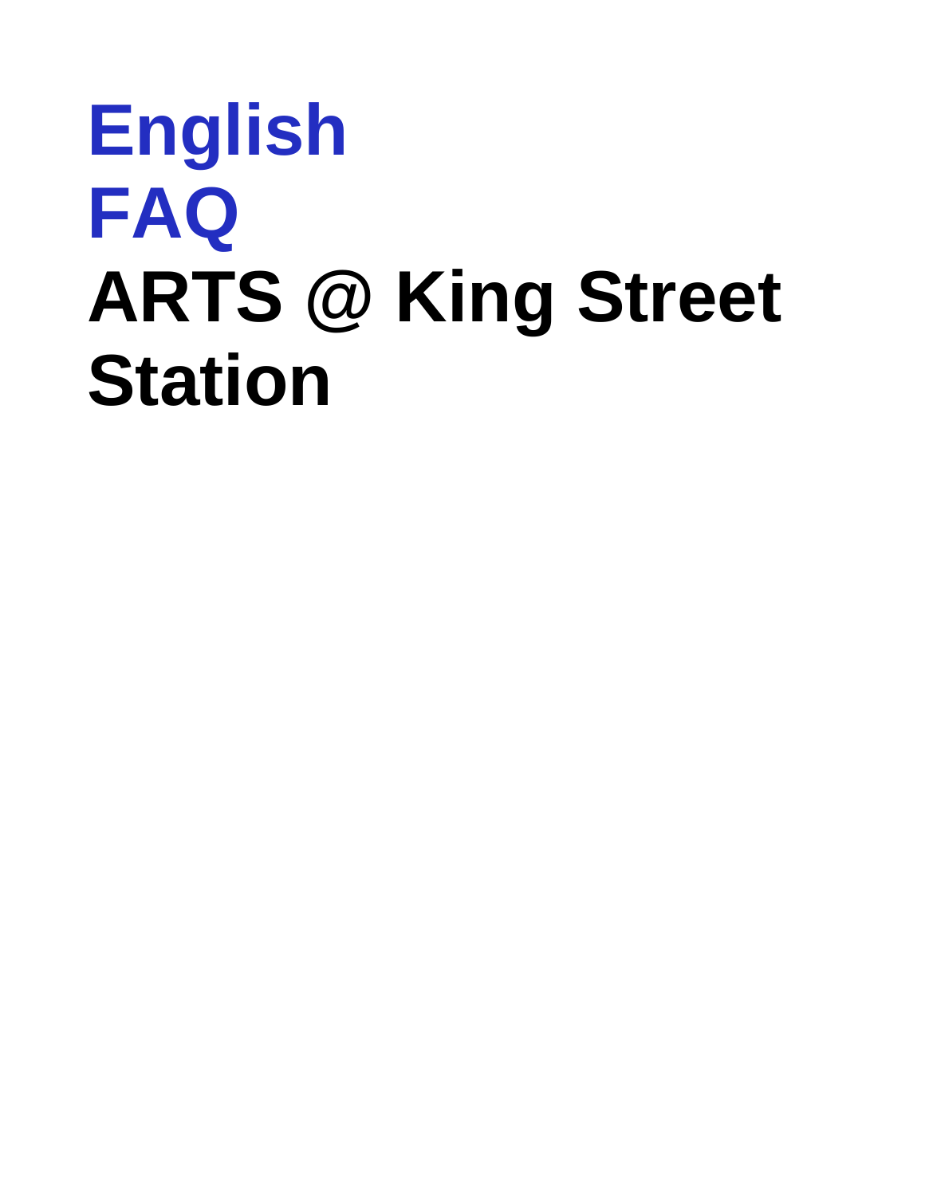# English
# FAQ
# ARTS @ King Street Station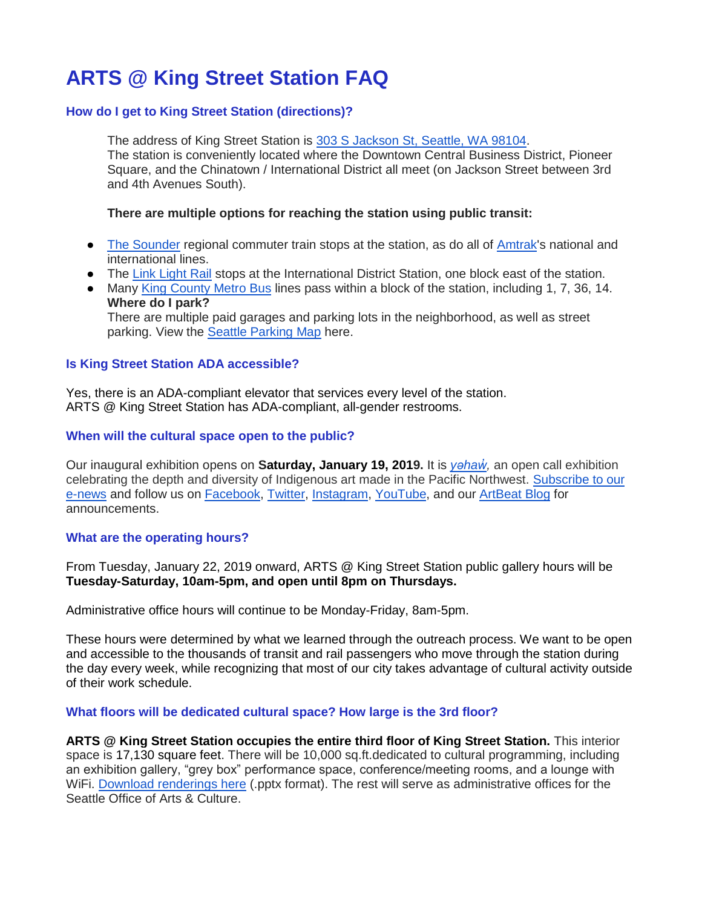# ARTS @ King Street Station FAQ

### How do I get to King Street Station (directions)?

The address of King Street Station is 303 S Jackson St, Seattle, WA 98104.
The station is conveniently located where the Downtown Central Business District, Pioneer Square, and the Chinatown / International District all meet (on Jackson Street between 3rd and 4th Avenues South).

**There are multiple options for reaching the station using public transit:**

- The Sounder regional commuter train stops at the station, as do all of Amtrak's national and international lines.
- The Link Light Rail stops at the International District Station, one block east of the station.
- Many King County Metro Bus lines pass within a block of the station, including 1, 7, 36, 14.

**Where do I park?**
There are multiple paid garages and parking lots in the neighborhood, as well as street parking. View the Seattle Parking Map here.

### Is King Street Station ADA accessible?

Yes, there is an ADA-compliant elevator that services every level of the station.
ARTS @ King Street Station has ADA-compliant, all-gender restrooms.

### When will the cultural space open to the public?

Our inaugural exhibition opens on **Saturday, January 19, 2019.** It is *yəhaw̓*, an open call exhibition celebrating the depth and diversity of Indigenous art made in the Pacific Northwest. Subscribe to our e-news and follow us on Facebook, Twitter, Instagram, YouTube, and our ArtBeat Blog for announcements.

### What are the operating hours?

From Tuesday, January 22, 2019 onward, ARTS @ King Street Station public gallery hours will be **Tuesday-Saturday, 10am-5pm, and open until 8pm on Thursdays.**

Administrative office hours will continue to be Monday-Friday, 8am-5pm.

These hours were determined by what we learned through the outreach process. We want to be open and accessible to the thousands of transit and rail passengers who move through the station during the day every week, while recognizing that most of our city takes advantage of cultural activity outside of their work schedule.

### What floors will be dedicated cultural space? How large is the 3rd floor?

**ARTS @ King Street Station occupies the entire third floor of King Street Station.** This interior space is 17,130 square feet. There will be 10,000 sq.ft.dedicated to cultural programming, including an exhibition gallery, "grey box" performance space, conference/meeting rooms, and a lounge with WiFi. Download renderings here (.pptx format). The rest will serve as administrative offices for the Seattle Office of Arts & Culture.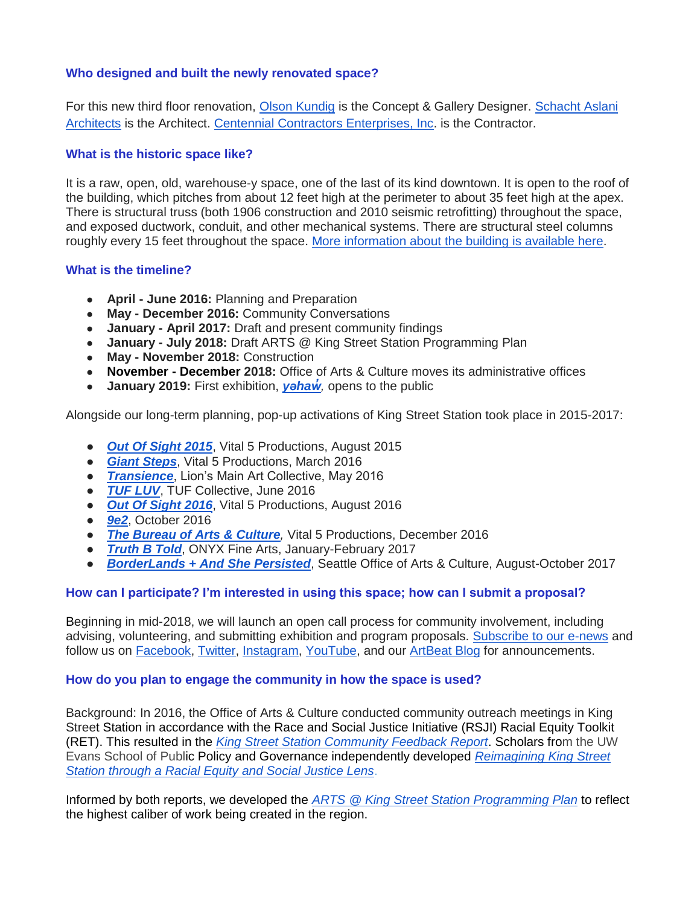### Who designed and built the newly renovated space?

For this new third floor renovation, Olson Kundig is the Concept & Gallery Designer. Schacht Aslani Architects is the Architect. Centennial Contractors Enterprises, Inc. is the Contractor.

### What is the historic space like?

It is a raw, open, old, warehouse-y space, one of the last of its kind downtown. It is open to the roof of the building, which pitches from about 12 feet high at the perimeter to about 35 feet high at the apex. There is structural truss (both 1906 construction and 2010 seismic retrofitting) throughout the space, and exposed ductwork, conduit, and other mechanical systems. There are structural steel columns roughly every 15 feet throughout the space. More information about the building is available here.

### What is the timeline?

- **April - June 2016:** Planning and Preparation
- **May - December 2016:** Community Conversations
- **January - April 2017:** Draft and present community findings
- **January - July 2018:** Draft ARTS @ King Street Station Programming Plan
- **May - November 2018:** Construction
- **November - December 2018:** Office of Arts & Culture moves its administrative offices
- **January 2019:** First exhibition, ***yəhaw̓***, opens to the public

Alongside our long-term planning, pop-up activations of King Street Station took place in 2015-2017:

- ***Out Of Sight 2015***, Vital 5 Productions, August 2015
- ***Giant Steps***, Vital 5 Productions, March 2016
- ***Transience***, Lion's Main Art Collective, May 2016
- ***TUF LUV***, TUF Collective, June 2016
- ***Out Of Sight 2016***, Vital 5 Productions, August 2016
- ***9e2***, October 2016
- ***The Bureau of Arts & Culture***, Vital 5 Productions, December 2016
- ***Truth B Told***, ONYX Fine Arts, January-February 2017
- ***BorderLands + And She Persisted***, Seattle Office of Arts & Culture, August-October 2017

### How can I participate? I'm interested in using this space; how can I submit a proposal?

Beginning in mid-2018, we will launch an open call process for community involvement, including advising, volunteering, and submitting exhibition and program proposals. Subscribe to our e-news and follow us on Facebook, Twitter, Instagram, YouTube, and our ArtBeat Blog for announcements.

### How do you plan to engage the community in how the space is used?

Background: In 2016, the Office of Arts & Culture conducted community outreach meetings in King Street Station in accordance with the Race and Social Justice Initiative (RSJI) Racial Equity Toolkit (RET). This resulted in the *King Street Station Community Feedback Report*. Scholars from the UW Evans School of Public Policy and Governance independently developed *Reimagining King Street Station through a Racial Equity and Social Justice Lens*.

Informed by both reports, we developed the *ARTS @ King Street Station Programming Plan* to reflect the highest caliber of work being created in the region.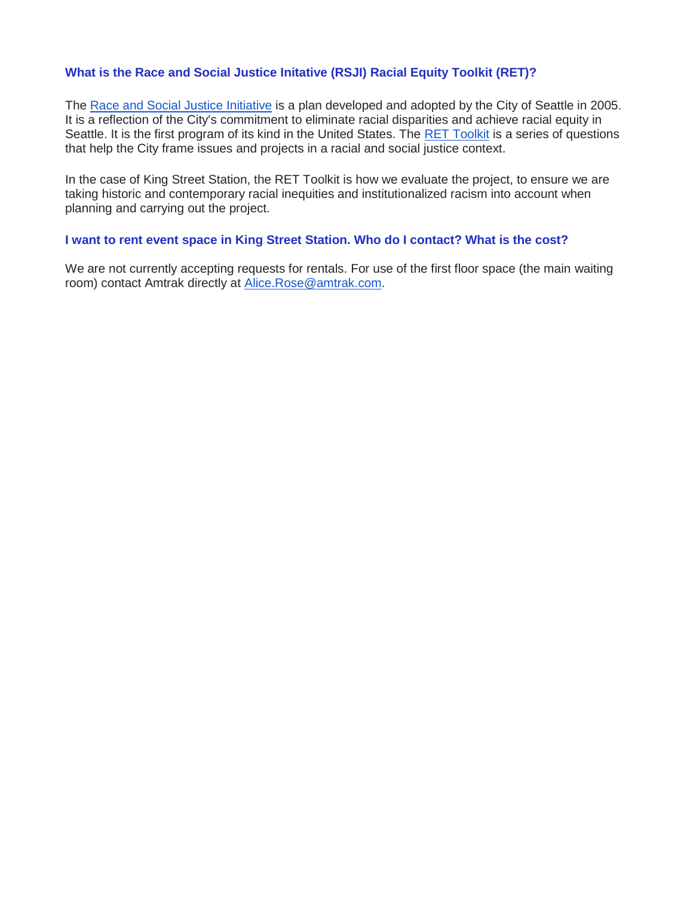### What is the Race and Social Justice Initative (RSJI) Racial Equity Toolkit (RET)?

The Race and Social Justice Initiative is a plan developed and adopted by the City of Seattle in 2005. It is a reflection of the City's commitment to eliminate racial disparities and achieve racial equity in Seattle. It is the first program of its kind in the United States. The RET Toolkit is a series of questions that help the City frame issues and projects in a racial and social justice context.

In the case of King Street Station, the RET Toolkit is how we evaluate the project, to ensure we are taking historic and contemporary racial inequities and institutionalized racism into account when planning and carrying out the project.

### I want to rent event space in King Street Station. Who do I contact? What is the cost?

We are not currently accepting requests for rentals. For use of the first floor space (the main waiting room) contact Amtrak directly at Alice.Rose@amtrak.com.